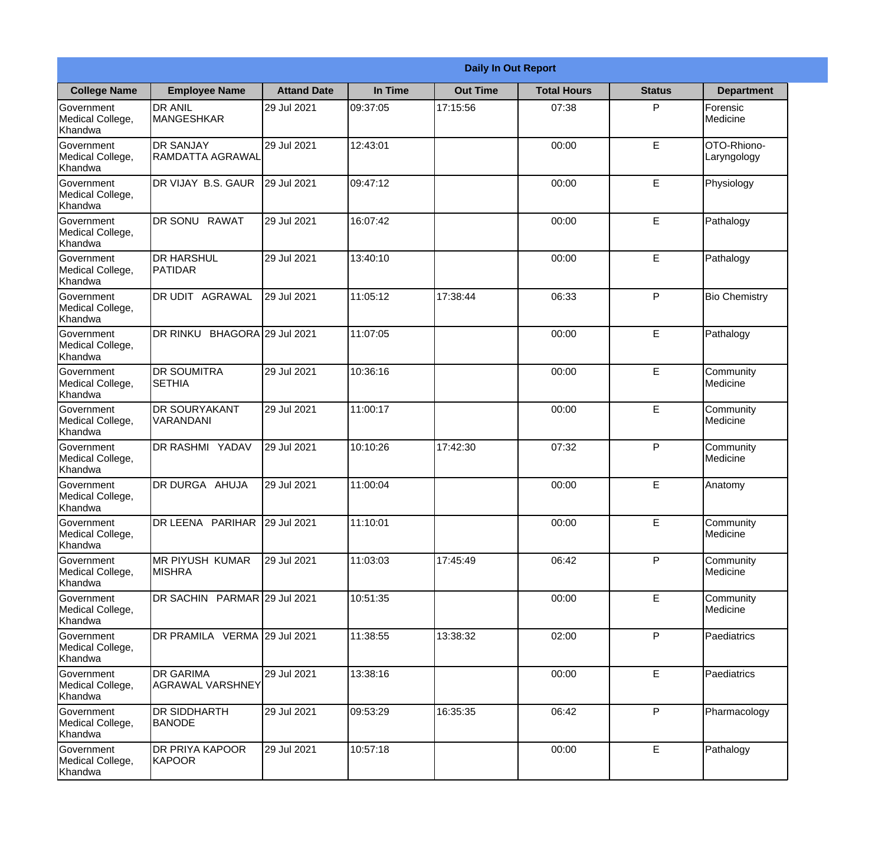**Daily In Out Report**

| College Name | Employee Name | Attand Date | In Time | Out Time | Total Hours | Status | Department |
|---|---|---|---|---|---|---|---|
| Government Medical College, Khandwa | DR ANIL MANGESHKAR | 29 Jul 2021 | 09:37:05 | 17:15:56 | 07:38 | P | Forensic Medicine |
| Government Medical College, Khandwa | DR SANJAY RAMDATTA AGRAWAL | 29 Jul 2021 | 12:43:01 | | 00:00 | E | OTO-Rhiono-Laryngology |
| Government Medical College, Khandwa | DR VIJAY B.S. GAUR | 29 Jul 2021 | 09:47:12 | | 00:00 | E | Physiology |
| Government Medical College, Khandwa | DR SONU RAWAT | 29 Jul 2021 | 16:07:42 | | 00:00 | E | Pathalogy |
| Government Medical College, Khandwa | DR HARSHUL PATIDAR | 29 Jul 2021 | 13:40:10 | | 00:00 | E | Pathalogy |
| Government Medical College, Khandwa | DR UDIT AGRAWAL | 29 Jul 2021 | 11:05:12 | 17:38:44 | 06:33 | P | Bio Chemistry |
| Government Medical College, Khandwa | DR RINKU BHAGORA | 29 Jul 2021 | 11:07:05 | | 00:00 | E | Pathalogy |
| Government Medical College, Khandwa | DR SOUMITRA SETHIA | 29 Jul 2021 | 10:36:16 | | 00:00 | E | Community Medicine |
| Government Medical College, Khandwa | DR SOURYAKANT VARANDANI | 29 Jul 2021 | 11:00:17 | | 00:00 | E | Community Medicine |
| Government Medical College, Khandwa | DR RASHMI YADAV | 29 Jul 2021 | 10:10:26 | 17:42:30 | 07:32 | P | Community Medicine |
| Government Medical College, Khandwa | DR DURGA AHUJA | 29 Jul 2021 | 11:00:04 | | 00:00 | E | Anatomy |
| Government Medical College, Khandwa | DR LEENA PARIHAR | 29 Jul 2021 | 11:10:01 | | 00:00 | E | Community Medicine |
| Government Medical College, Khandwa | MR PIYUSH KUMAR MISHRA | 29 Jul 2021 | 11:03:03 | 17:45:49 | 06:42 | P | Community Medicine |
| Government Medical College, Khandwa | DR SACHIN PARMAR | 29 Jul 2021 | 10:51:35 | | 00:00 | E | Community Medicine |
| Government Medical College, Khandwa | DR PRAMILA VERMA | 29 Jul 2021 | 11:38:55 | 13:38:32 | 02:00 | P | Paediatrics |
| Government Medical College, Khandwa | DR GARIMA AGRAWAL VARSHNEY | 29 Jul 2021 | 13:38:16 | | 00:00 | E | Paediatrics |
| Government Medical College, Khandwa | DR SIDDHARTH BANODE | 29 Jul 2021 | 09:53:29 | 16:35:35 | 06:42 | P | Pharmacology |
| Government Medical College, Khandwa | DR PRIYA KAPOOR KAPOOR | 29 Jul 2021 | 10:57:18 | | 00:00 | E | Pathalogy |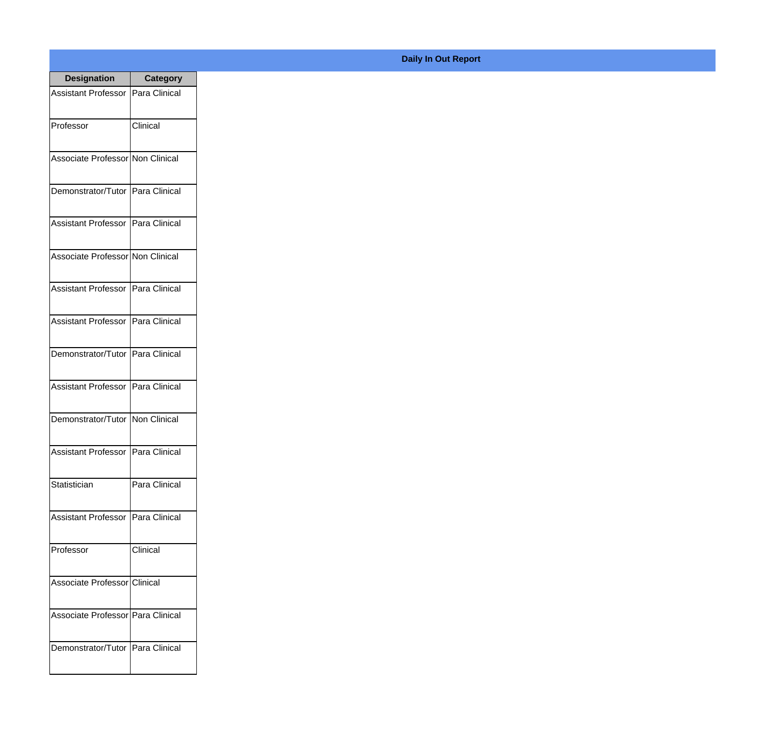**Daily In Out Report**

| Designation | Category |
|---|---|
| Assistant Professor | Para Clinical |
| Professor | Clinical |
| Associate Professor | Non Clinical |
| Demonstrator/Tutor | Para Clinical |
| Assistant Professor | Para Clinical |
| Associate Professor | Non Clinical |
| Assistant Professor | Para Clinical |
| Assistant Professor | Para Clinical |
| Demonstrator/Tutor | Para Clinical |
| Assistant Professor | Para Clinical |
| Demonstrator/Tutor | Non Clinical |
| Assistant Professor | Para Clinical |
| Statistician | Para Clinical |
| Assistant Professor | Para Clinical |
| Professor | Clinical |
| Associate Professor | Clinical |
| Associate Professor | Para Clinical |
| Demonstrator/Tutor | Para Clinical |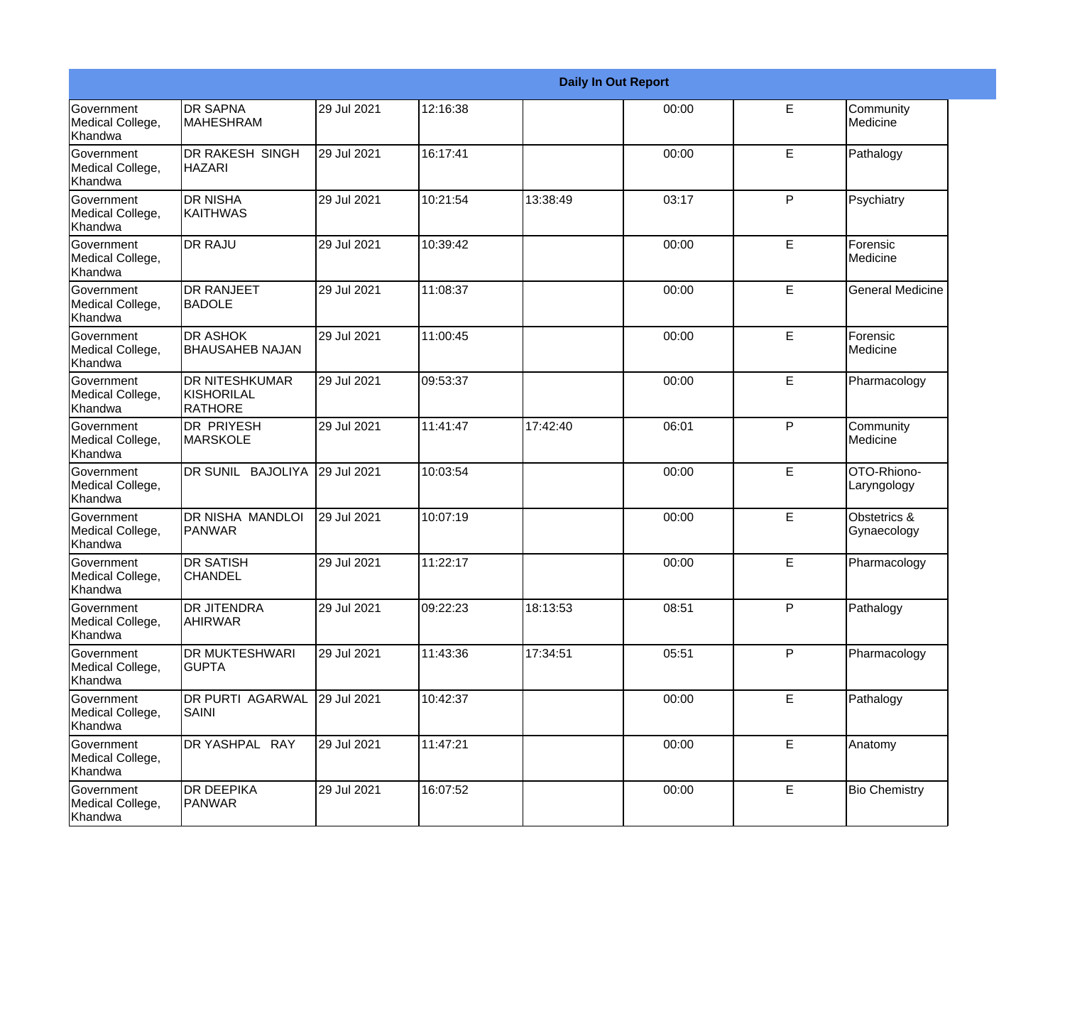| Daily In Out Report | | | | | | | |
|---|---|---|---|---|---|---|---|
| Government Medical College, Khandwa | DR SAPNA MAHESHRAM | 29 Jul 2021 | 12:16:38 | | 00:00 | E | Community Medicine |
| Government Medical College, Khandwa | DR RAKESH SINGH HAZARI | 29 Jul 2021 | 16:17:41 | | 00:00 | E | Pathalogy |
| Government Medical College, Khandwa | DR NISHA KAITHWAS | 29 Jul 2021 | 10:21:54 | 13:38:49 | 03:17 | P | Psychiatry |
| Government Medical College, Khandwa | DR RAJU | 29 Jul 2021 | 10:39:42 | | 00:00 | E | Forensic Medicine |
| Government Medical College, Khandwa | DR RANJEET BADOLE | 29 Jul 2021 | 11:08:37 | | 00:00 | E | General Medicine |
| Government Medical College, Khandwa | DR ASHOK BHAUSAHEB NAJAN | 29 Jul 2021 | 11:00:45 | | 00:00 | E | Forensic Medicine |
| Government Medical College, Khandwa | DR NITESHKUMAR KISHORILAL RATHORE | 29 Jul 2021 | 09:53:37 | | 00:00 | E | Pharmacology |
| Government Medical College, Khandwa | DR PRIYESH MARSKOLE | 29 Jul 2021 | 11:41:47 | 17:42:40 | 06:01 | P | Community Medicine |
| Government Medical College, Khandwa | DR SUNIL BAJOLIYA | 29 Jul 2021 | 10:03:54 | | 00:00 | E | OTO-Rhiono-Laryngology |
| Government Medical College, Khandwa | DR NISHA MANDLOI PANWAR | 29 Jul 2021 | 10:07:19 | | 00:00 | E | Obstetrics & Gynaecology |
| Government Medical College, Khandwa | DR SATISH CHANDEL | 29 Jul 2021 | 11:22:17 | | 00:00 | E | Pharmacology |
| Government Medical College, Khandwa | DR JITENDRA AHIRWAR | 29 Jul 2021 | 09:22:23 | 18:13:53 | 08:51 | P | Pathalogy |
| Government Medical College, Khandwa | DR MUKTESHWARI GUPTA | 29 Jul 2021 | 11:43:36 | 17:34:51 | 05:51 | P | Pharmacology |
| Government Medical College, Khandwa | DR PURTI AGARWAL SAINI | 29 Jul 2021 | 10:42:37 | | 00:00 | E | Pathalogy |
| Government Medical College, Khandwa | DR YASHPAL RAY | 29 Jul 2021 | 11:47:21 | | 00:00 | E | Anatomy |
| Government Medical College, Khandwa | DR DEEPIKA PANWAR | 29 Jul 2021 | 16:07:52 | | 00:00 | E | Bio Chemistry |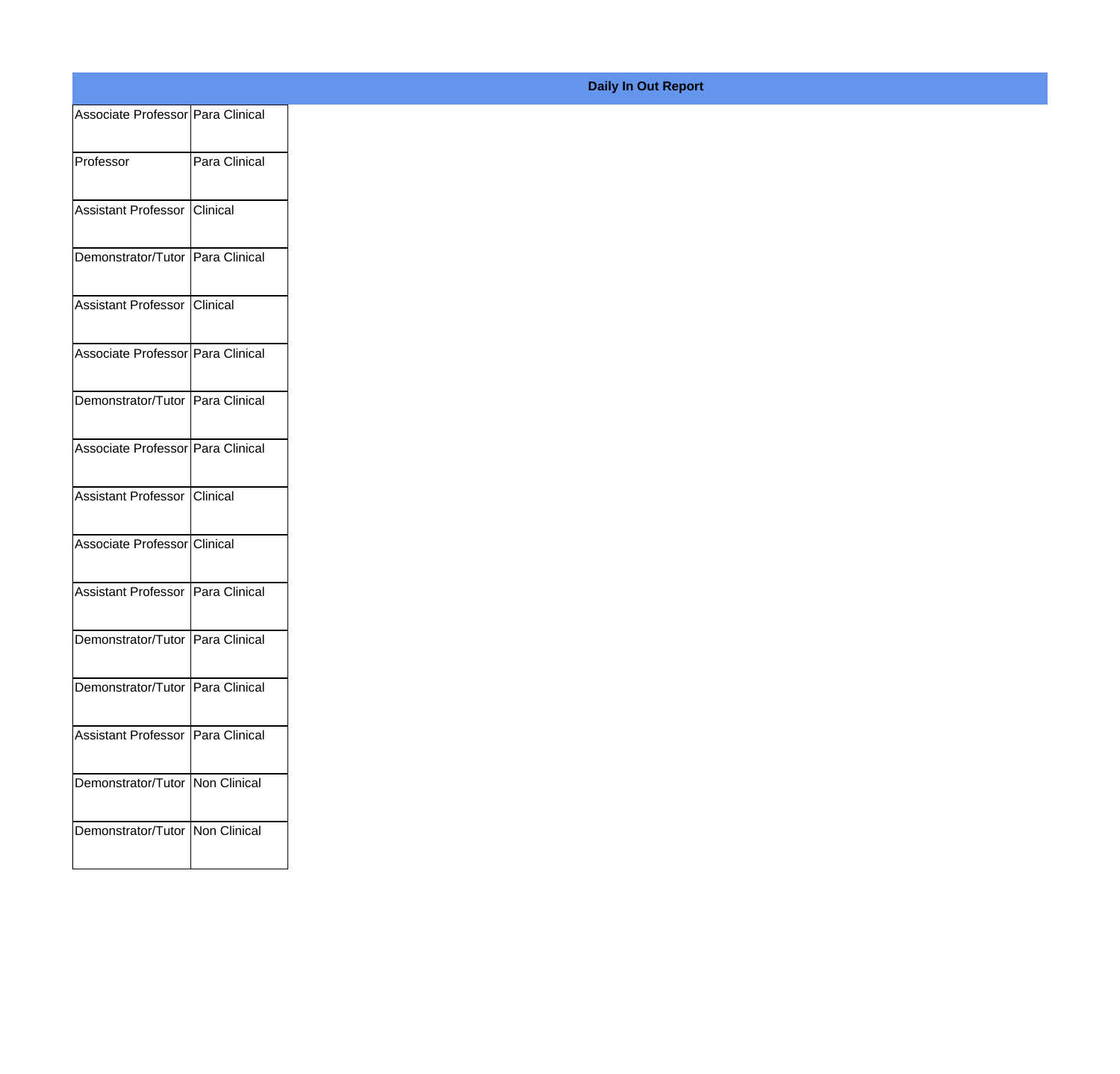**Daily In Out Report**

| | |
|---|---|
| Associate Professor | Para Clinical |
| Professor | Para Clinical |
| Assistant Professor | Clinical |
| Demonstrator/Tutor | Para Clinical |
| Assistant Professor | Clinical |
| Associate Professor | Para Clinical |
| Demonstrator/Tutor | Para Clinical |
| Associate Professor | Para Clinical |
| Assistant Professor | Clinical |
| Associate Professor | Clinical |
| Assistant Professor | Para Clinical |
| Demonstrator/Tutor | Para Clinical |
| Demonstrator/Tutor | Para Clinical |
| Assistant Professor | Para Clinical |
| Demonstrator/Tutor | Non Clinical |
| Demonstrator/Tutor | Non Clinical |